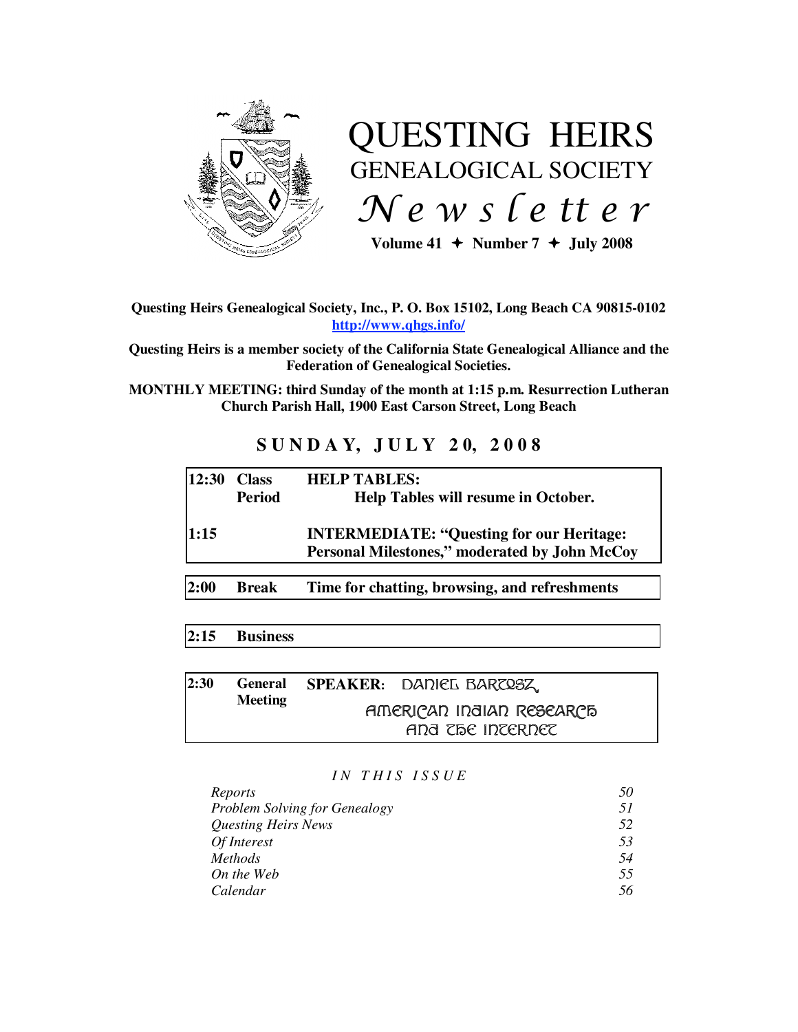# QUESTING HEIRS
## GENEALOGICAL SOCIETY
## *Newsletter*

**Volume 41 ✦ Number 7 ✦ July 2008**

**Questing Heirs Genealogical Society, Inc., P. O. Box 15102, Long Beach CA 90815-0102**
**http://www.qhgs.info/**

**Questing Heirs is a member society of the California State Genealogical Alliance and the Federation of Genealogical Societies.**

**MONTHLY MEETING: third Sunday of the month at 1:15 p.m. Resurrection Lutheran Church Parish Hall, 1900 East Carson Street, Long Beach**

## SUNDAY, JULY 20, 2008

| | | |
|---|---|---|
| **12:30** | **Class Period** | **HELP TABLES:** Help Tables will resume in October. |
| **1:15** | | **INTERMEDIATE: "Questing for our Heritage: Personal Milestones," moderated by John McCoy** |
| **2:00** | **Break** | **Time for chatting, browsing, and refreshments** |
| **2:15** | **Business** | |
| **2:30** | **General Meeting** | **SPEAKER:** DANIEL BARTOSZ, AMERICAN INDIAN RESEARCH AND THE INTERNET |

*IN THIS ISSUE*

| | |
|---|---|
| *Reports* | *50* |
| *Problem Solving for Genealogy* | *51* |
| *Questing Heirs News* | *52* |
| *Of Interest* | *53* |
| *Methods* | *54* |
| *On the Web* | *55* |
| *Calendar* | *56* |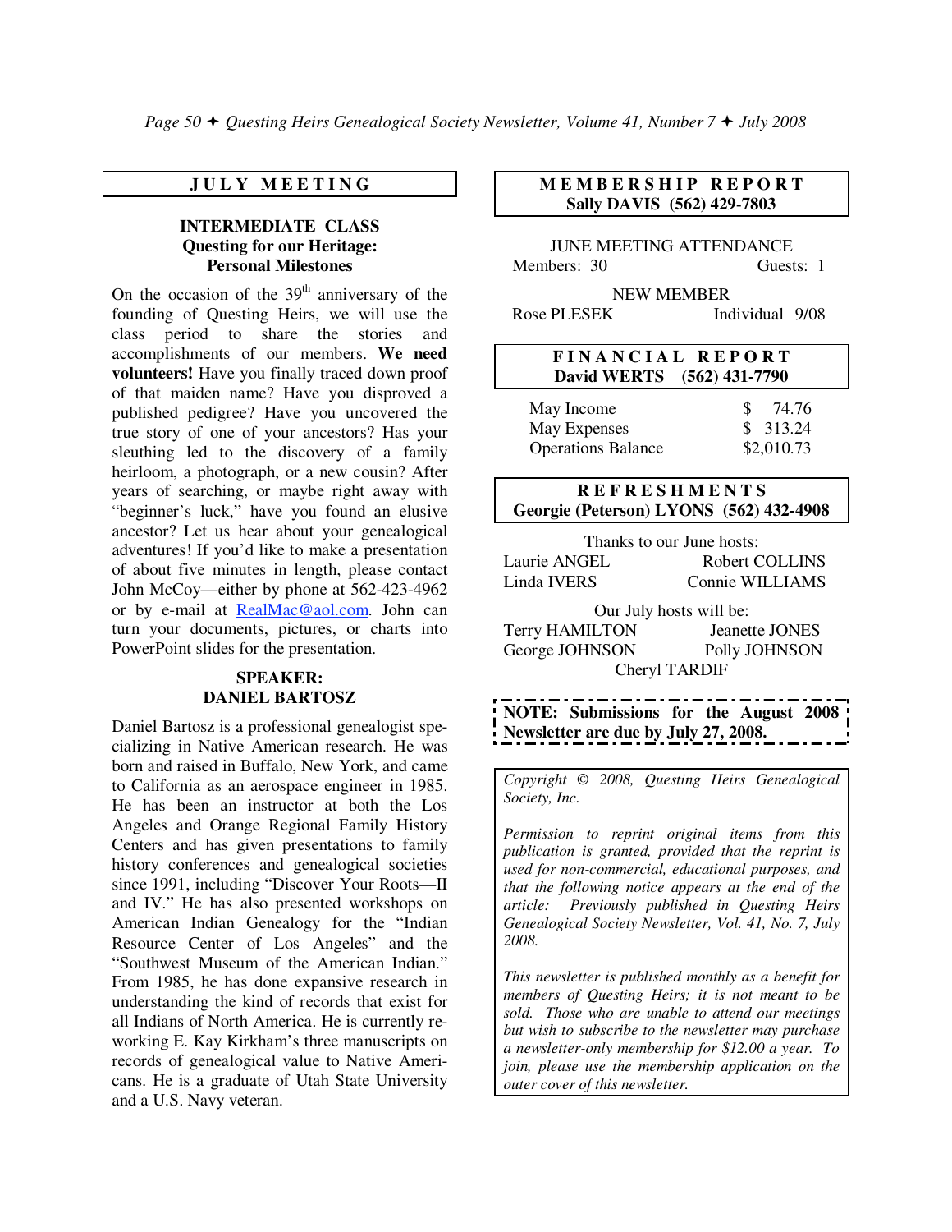## JULY MEETING

### INTERMEDIATE CLASS
### Questing for our Heritage: Personal Milestones

On the occasion of the 39th anniversary of the founding of Questing Heirs, we will use the class period to share the stories and accomplishments of our members. **We need volunteers!** Have you finally traced down proof of that maiden name? Have you disproved a published pedigree? Have you uncovered the true story of one of your ancestors? Has your sleuthing led to the discovery of a family heirloom, a photograph, or a new cousin? After years of searching, or maybe right away with "beginner's luck," have you found an elusive ancestor? Let us hear about your genealogical adventures! If you'd like to make a presentation of about five minutes in length, please contact John McCoy—either by phone at 562-423-4962 or by e-mail at RealMac@aol.com. John can turn your documents, pictures, or charts into PowerPoint slides for the presentation.

### SPEAKER: DANIEL BARTOSZ

Daniel Bartosz is a professional genealogist specializing in Native American research. He was born and raised in Buffalo, New York, and came to California as an aerospace engineer in 1985. He has been an instructor at both the Los Angeles and Orange Regional Family History Centers and has given presentations to family history conferences and genealogical societies since 1991, including "Discover Your Roots—II and IV." He has also presented workshops on American Indian Genealogy for the "Indian Resource Center of Los Angeles" and the "Southwest Museum of the American Indian." From 1985, he has done expansive research in understanding the kind of records that exist for all Indians of North America. He is currently re-working E. Kay Kirkham's three manuscripts on records of genealogical value to Native Americans. He is a graduate of Utah State University and a U.S. Navy veteran.

## MEMBERSHIP REPORT
**Sally DAVIS (562) 429-7803**

JUNE MEETING ATTENDANCE

Members: 30 Guests: 1

NEW MEMBER

Rose PLESEK Individual 9/08

## FINANCIAL REPORT
**David WERTS (562) 431-7790**

| | |
|---|---|
| May Income | $ 74.76 |
| May Expenses | $ 313.24 |
| Operations Balance | $2,010.73 |

## REFRESHMENTS
**Georgie (Peterson) LYONS (562) 432-4908**

Thanks to our June hosts:

Laurie ANGEL, Robert COLLINS, Linda IVERS, Connie WILLIAMS

Our July hosts will be:

Terry HAMILTON, Jeanette JONES, George JOHNSON, Polly JOHNSON, Cheryl TARDIF

**NOTE: Submissions for the August 2008 Newsletter are due by July 27, 2008.**

*Copyright © 2008, Questing Heirs Genealogical Society, Inc.*

*Permission to reprint original items from this publication is granted, provided that the reprint is used for non-commercial, educational purposes, and that the following notice appears at the end of the article: Previously published in Questing Heirs Genealogical Society Newsletter, Vol. 41, No. 7, July 2008.*

*This newsletter is published monthly as a benefit for members of Questing Heirs; it is not meant to be sold. Those who are unable to attend our meetings but wish to subscribe to the newsletter may purchase a newsletter-only membership for $12.00 a year. To join, please use the membership application on the outer cover of this newsletter.*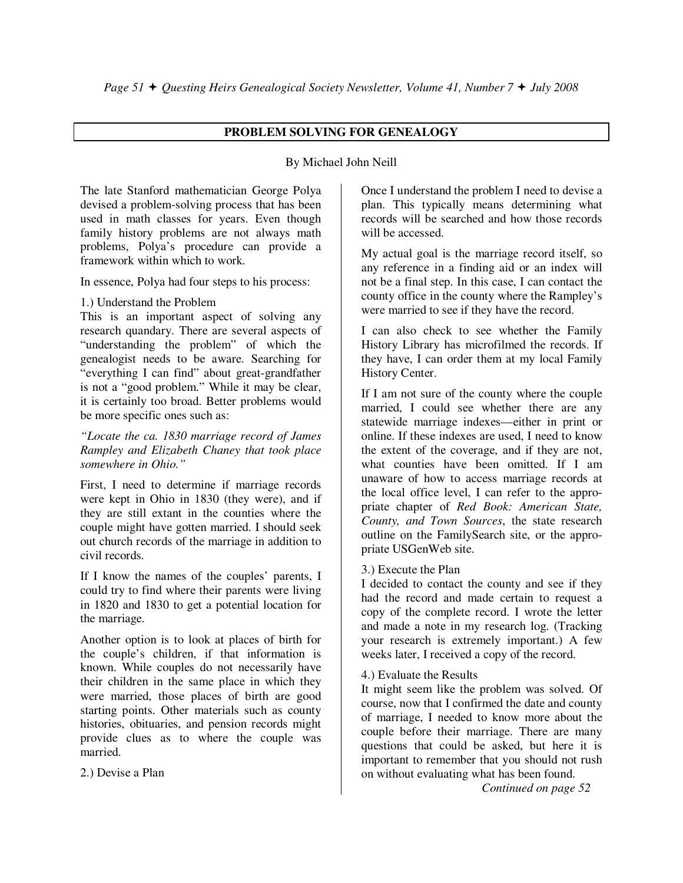## PROBLEM SOLVING FOR GENEALOGY

By Michael John Neill

The late Stanford mathematician George Polya devised a problem-solving process that has been used in math classes for years. Even though family history problems are not always math problems, Polya's procedure can provide a framework within which to work.

In essence, Polya had four steps to his process:

1.) Understand the Problem
This is an important aspect of solving any research quandary. There are several aspects of "understanding the problem" of which the genealogist needs to be aware. Searching for "everything I can find" about great-grandfather is not a "good problem." While it may be clear, it is certainly too broad. Better problems would be more specific ones such as:

*"Locate the ca. 1830 marriage record of James Rampley and Elizabeth Chaney that took place somewhere in Ohio."*

First, I need to determine if marriage records were kept in Ohio in 1830 (they were), and if they are still extant in the counties where the couple might have gotten married. I should seek out church records of the marriage in addition to civil records.

If I know the names of the couples' parents, I could try to find where their parents were living in 1820 and 1830 to get a potential location for the marriage.

Another option is to look at places of birth for the couple's children, if that information is known. While couples do not necessarily have their children in the same place in which they were married, those places of birth are good starting points. Other materials such as county histories, obituaries, and pension records might provide clues as to where the couple was married.

2.) Devise a Plan
Once I understand the problem I need to devise a plan. This typically means determining what records will be searched and how those records will be accessed.

My actual goal is the marriage record itself, so any reference in a finding aid or an index will not be a final step. In this case, I can contact the county office in the county where the Rampley's were married to see if they have the record.

I can also check to see whether the Family History Library has microfilmed the records. If they have, I can order them at my local Family History Center.

If I am not sure of the county where the couple married, I could see whether there are any statewide marriage indexes—either in print or online. If these indexes are used, I need to know the extent of the coverage, and if they are not, what counties have been omitted. If I am unaware of how to access marriage records at the local office level, I can refer to the appropriate chapter of *Red Book: American State, County, and Town Sources*, the state research outline on the FamilySearch site, or the appropriate USGenWeb site.

3.) Execute the Plan
I decided to contact the county and see if they had the record and made certain to request a copy of the complete record. I wrote the letter and made a note in my research log. (Tracking your research is extremely important.) A few weeks later, I received a copy of the record.

4.) Evaluate the Results
It might seem like the problem was solved. Of course, now that I confirmed the date and county of marriage, I needed to know more about the couple before their marriage. There are many questions that could be asked, but here it is important to remember that you should not rush on without evaluating what has been found.

*Continued on page 52*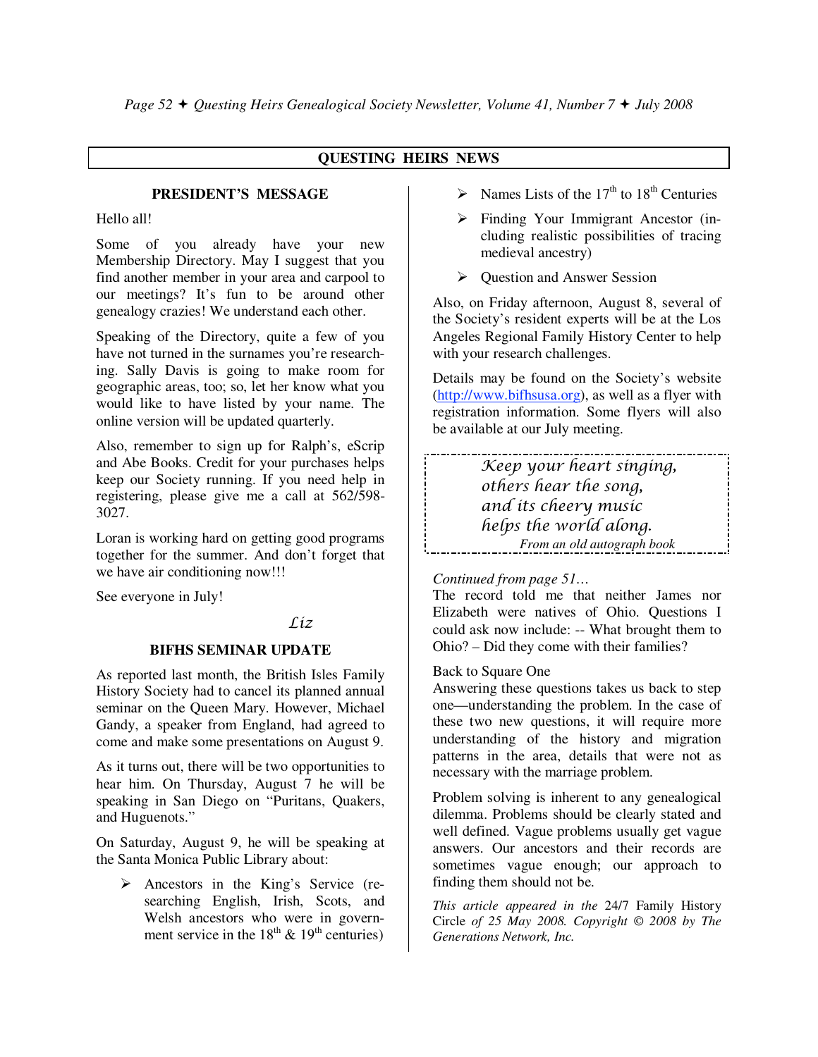## QUESTING HEIRS NEWS

### PRESIDENT'S MESSAGE

Hello all!

Some of you already have your new Membership Directory. May I suggest that you find another member in your area and carpool to our meetings? It's fun to be around other genealogy crazies! We understand each other.

Speaking of the Directory, quite a few of you have not turned in the surnames you're researching. Sally Davis is going to make room for geographic areas, too; so, let her know what you would like to have listed by your name. The online version will be updated quarterly.

Also, remember to sign up for Ralph's, eScrip and Abe Books. Credit for your purchases helps keep our Society running. If you need help in registering, please give me a call at 562/598-3027.

Loran is working hard on getting good programs together for the summer. And don't forget that we have air conditioning now!!!

See everyone in July!

*Liz*

### BIFHS SEMINAR UPDATE

As reported last month, the British Isles Family History Society had to cancel its planned annual seminar on the Queen Mary. However, Michael Gandy, a speaker from England, had agreed to come and make some presentations on August 9.

As it turns out, there will be two opportunities to hear him. On Thursday, August 7 he will be speaking in San Diego on "Puritans, Quakers, and Huguenots."

On Saturday, August 9, he will be speaking at the Santa Monica Public Library about:

- Ancestors in the King's Service (researching English, Irish, Scots, and Welsh ancestors who were in government service in the 18th & 19th centuries)
- Names Lists of the 17th to 18th Centuries
- Finding Your Immigrant Ancestor (including realistic possibilities of tracing medieval ancestry)
- Question and Answer Session

Also, on Friday afternoon, August 8, several of the Society's resident experts will be at the Los Angeles Regional Family History Center to help with your research challenges.

Details may be found on the Society's website (http://www.bifhsusa.org), as well as a flyer with registration information. Some flyers will also be available at our July meeting.

> *Keep your heart singing,*
> *others hear the song,*
> *and its cheery music*
> *helps the world along.*
>
> *From an old autograph book*

*Continued from page 51…*

The record told me that neither James nor Elizabeth were natives of Ohio. Questions I could ask now include: -- What brought them to Ohio? – Did they come with their families?

Back to Square One

Answering these questions takes us back to step one—understanding the problem. In the case of these two new questions, it will require more understanding of the history and migration patterns in the area, details that were not as necessary with the marriage problem.

Problem solving is inherent to any genealogical dilemma. Problems should be clearly stated and well defined. Vague problems usually get vague answers. Our ancestors and their records are sometimes vague enough; our approach to finding them should not be.

*This article appeared in the* 24/7 Family History Circle *of 25 May 2008. Copyright © 2008 by The Generations Network, Inc.*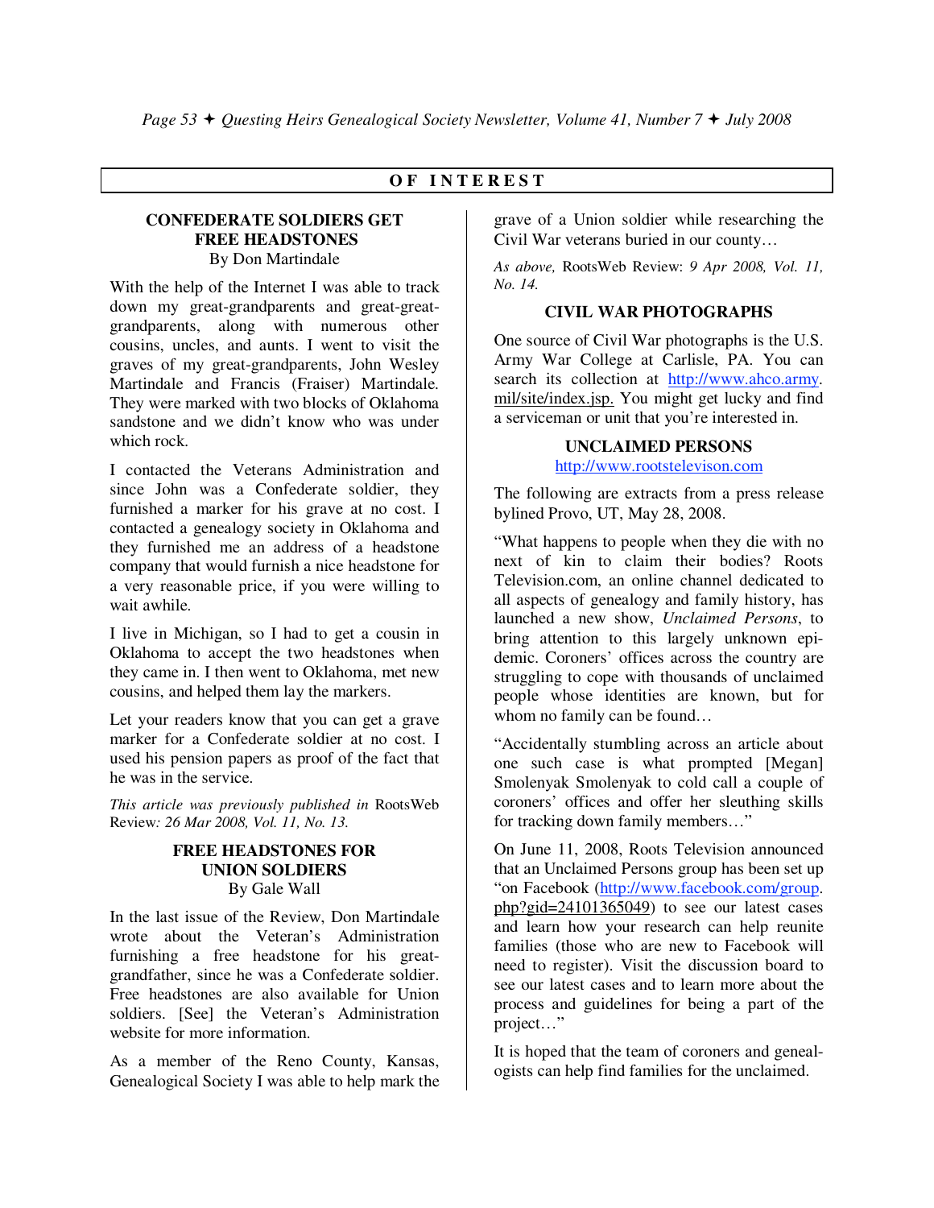## OF INTEREST

### CONFEDERATE SOLDIERS GET FREE HEADSTONES

By Don Martindale

With the help of the Internet I was able to track down my great-grandparents and great-great-grandparents, along with numerous other cousins, uncles, and aunts. I went to visit the graves of my great-grandparents, John Wesley Martindale and Francis (Fraiser) Martindale. They were marked with two blocks of Oklahoma sandstone and we didn't know who was under which rock.

I contacted the Veterans Administration and since John was a Confederate soldier, they furnished a marker for his grave at no cost. I contacted a genealogy society in Oklahoma and they furnished me an address of a headstone company that would furnish a nice headstone for a very reasonable price, if you were willing to wait awhile.

I live in Michigan, so I had to get a cousin in Oklahoma to accept the two headstones when they came in. I then went to Oklahoma, met new cousins, and helped them lay the markers.

Let your readers know that you can get a grave marker for a Confederate soldier at no cost. I used his pension papers as proof of the fact that he was in the service.

*This article was previously published in* RootsWeb Review*: 26 Mar 2008, Vol. 11, No. 13.*

### FREE HEADSTONES FOR UNION SOLDIERS

By Gale Wall

In the last issue of the Review, Don Martindale wrote about the Veteran's Administration furnishing a free headstone for his great-grandfather, since he was a Confederate soldier. Free headstones are also available for Union soldiers. [See] the Veteran's Administration website for more information.

As a member of the Reno County, Kansas, Genealogical Society I was able to help mark the grave of a Union soldier while researching the Civil War veterans buried in our county…

*As above,* RootsWeb Review: *9 Apr 2008, Vol. 11, No. 14.*

### CIVIL WAR PHOTOGRAPHS

One source of Civil War photographs is the U.S. Army War College at Carlisle, PA. You can search its collection at http://www.ahco.army.mil/site/index.jsp. You might get lucky and find a serviceman or unit that you're interested in.

### UNCLAIMED PERSONS

http://www.rootstelevison.com

The following are extracts from a press release bylined Provo, UT, May 28, 2008.

"What happens to people when they die with no next of kin to claim their bodies? Roots Television.com, an online channel dedicated to all aspects of genealogy and family history, has launched a new show, *Unclaimed Persons*, to bring attention to this largely unknown epidemic. Coroners' offices across the country are struggling to cope with thousands of unclaimed people whose identities are known, but for whom no family can be found…

"Accidentally stumbling across an article about one such case is what prompted [Megan] Smolenyak Smolenyak to cold call a couple of coroners' offices and offer her sleuthing skills for tracking down family members…"

On June 11, 2008, Roots Television announced that an Unclaimed Persons group has been set up "on Facebook (http://www.facebook.com/group.php?gid=24101365049) to see our latest cases and learn how your research can help reunite families (those who are new to Facebook will need to register). Visit the discussion board to see our latest cases and to learn more about the process and guidelines for being a part of the project…"

It is hoped that the team of coroners and genealogists can help find families for the unclaimed.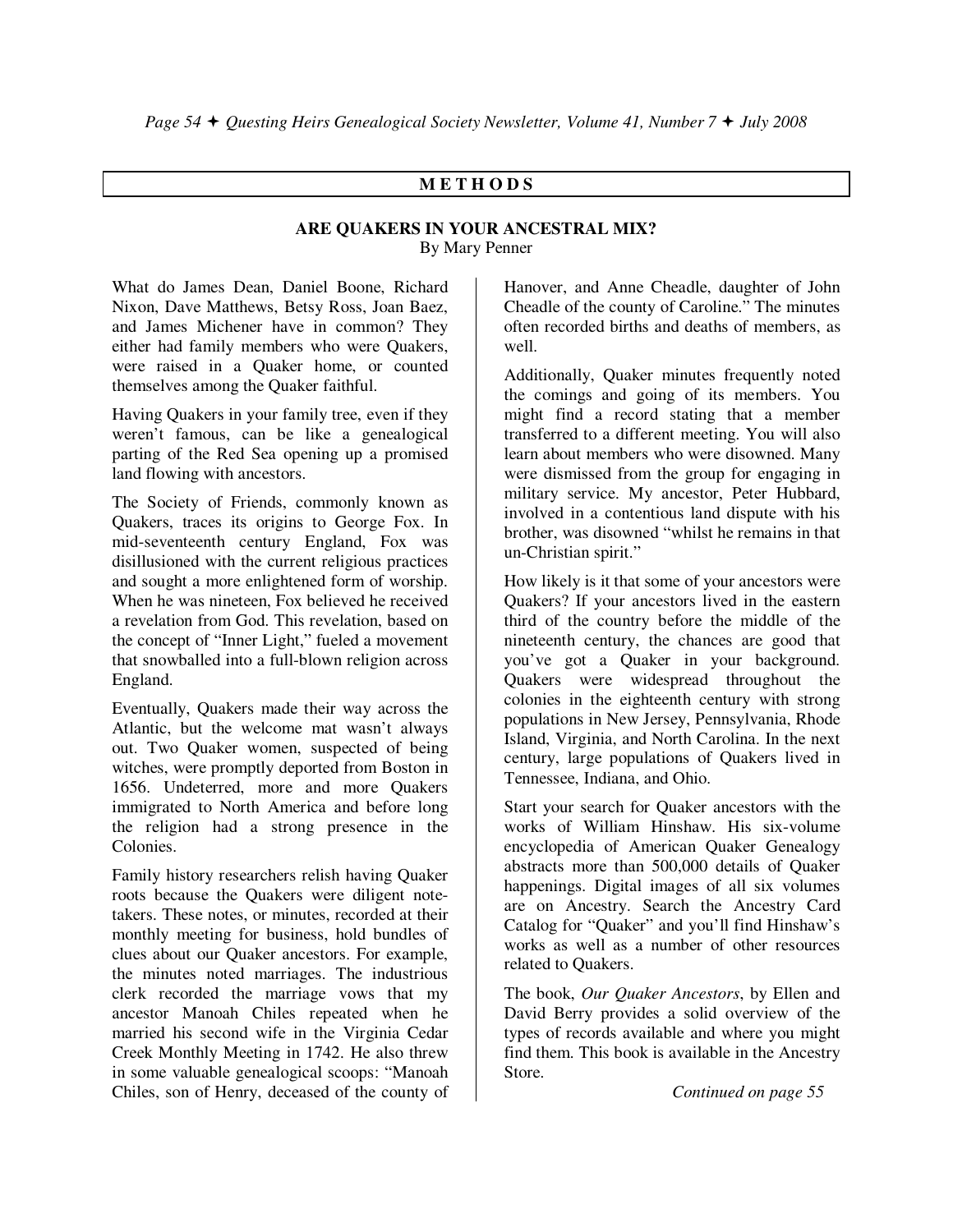## METHODS

### ARE QUAKERS IN YOUR ANCESTRAL MIX?

By Mary Penner

What do James Dean, Daniel Boone, Richard Nixon, Dave Matthews, Betsy Ross, Joan Baez, and James Michener have in common? They either had family members who were Quakers, were raised in a Quaker home, or counted themselves among the Quaker faithful.

Having Quakers in your family tree, even if they weren't famous, can be like a genealogical parting of the Red Sea opening up a promised land flowing with ancestors.

The Society of Friends, commonly known as Quakers, traces its origins to George Fox. In mid-seventeenth century England, Fox was disillusioned with the current religious practices and sought a more enlightened form of worship. When he was nineteen, Fox believed he received a revelation from God. This revelation, based on the concept of "Inner Light," fueled a movement that snowballed into a full-blown religion across England.

Eventually, Quakers made their way across the Atlantic, but the welcome mat wasn't always out. Two Quaker women, suspected of being witches, were promptly deported from Boston in 1656. Undeterred, more and more Quakers immigrated to North America and before long the religion had a strong presence in the Colonies.

Family history researchers relish having Quaker roots because the Quakers were diligent note-takers. These notes, or minutes, recorded at their monthly meeting for business, hold bundles of clues about our Quaker ancestors. For example, the minutes noted marriages. The industrious clerk recorded the marriage vows that my ancestor Manoah Chiles repeated when he married his second wife in the Virginia Cedar Creek Monthly Meeting in 1742. He also threw in some valuable genealogical scoops: "Manoah Chiles, son of Henry, deceased of the county of Hanover, and Anne Cheadle, daughter of John Cheadle of the county of Caroline." The minutes often recorded births and deaths of members, as well.

Additionally, Quaker minutes frequently noted the comings and going of its members. You might find a record stating that a member transferred to a different meeting. You will also learn about members who were disowned. Many were dismissed from the group for engaging in military service. My ancestor, Peter Hubbard, involved in a contentious land dispute with his brother, was disowned "whilst he remains in that un-Christian spirit."

How likely is it that some of your ancestors were Quakers? If your ancestors lived in the eastern third of the country before the middle of the nineteenth century, the chances are good that you've got a Quaker in your background. Quakers were widespread throughout the colonies in the eighteenth century with strong populations in New Jersey, Pennsylvania, Rhode Island, Virginia, and North Carolina. In the next century, large populations of Quakers lived in Tennessee, Indiana, and Ohio.

Start your search for Quaker ancestors with the works of William Hinshaw. His six-volume encyclopedia of American Quaker Genealogy abstracts more than 500,000 details of Quaker happenings. Digital images of all six volumes are on Ancestry. Search the Ancestry Card Catalog for "Quaker" and you'll find Hinshaw's works as well as a number of other resources related to Quakers.

The book, *Our Quaker Ancestors*, by Ellen and David Berry provides a solid overview of the types of records available and where you might find them. This book is available in the Ancestry Store.

*Continued on page 55*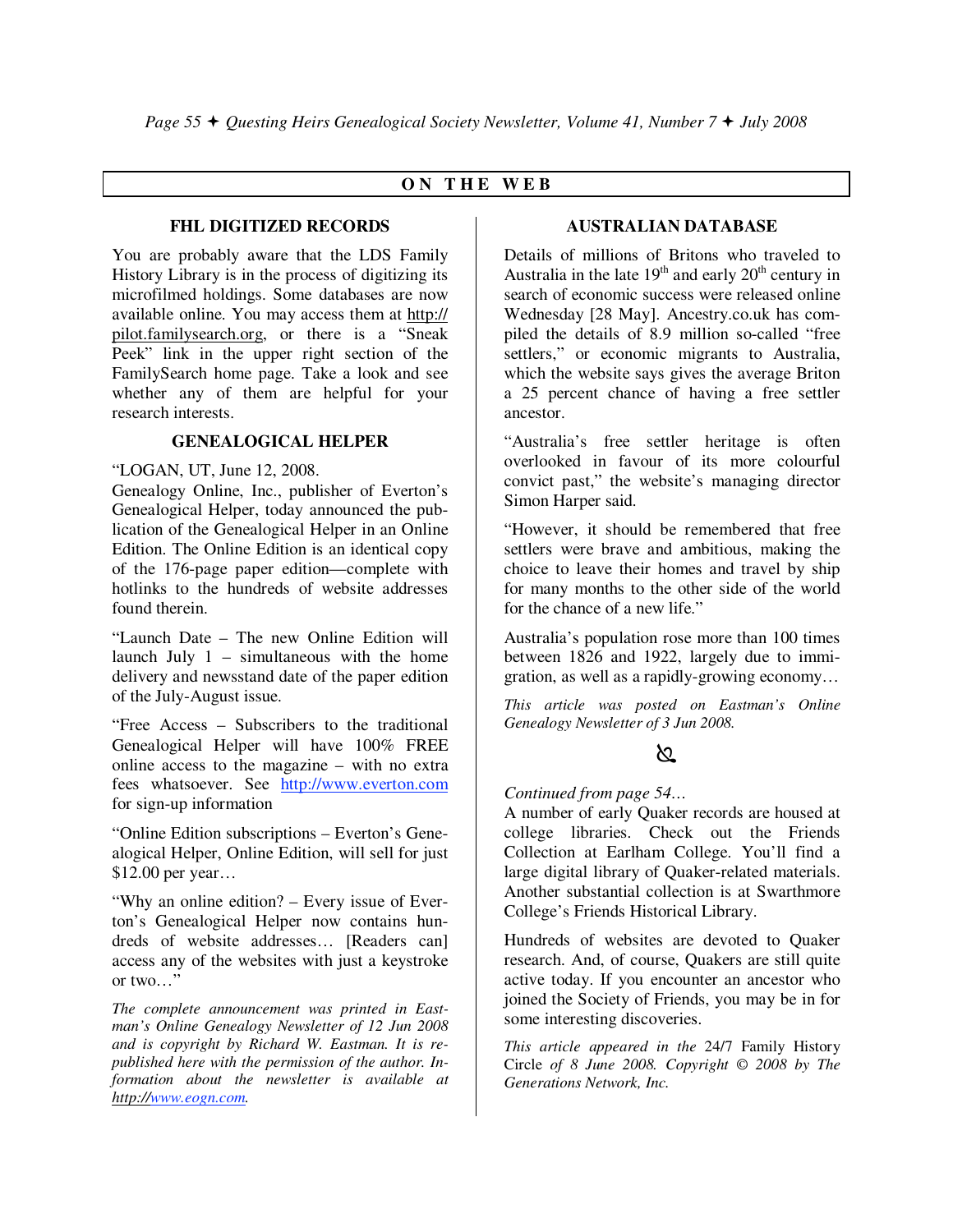## ON THE WEB

### FHL DIGITIZED RECORDS

You are probably aware that the LDS Family History Library is in the process of digitizing its microfilmed holdings. Some databases are now available online. You may access them at http://pilot.familysearch.org, or there is a "Sneak Peek" link in the upper right section of the FamilySearch home page. Take a look and see whether any of them are helpful for your research interests.

### GENEALOGICAL HELPER

"LOGAN, UT, June 12, 2008.
Genealogy Online, Inc., publisher of Everton's Genealogical Helper, today announced the publication of the Genealogical Helper in an Online Edition. The Online Edition is an identical copy of the 176-page paper edition—complete with hotlinks to the hundreds of website addresses found therein.

"Launch Date – The new Online Edition will launch July 1 – simultaneous with the home delivery and newsstand date of the paper edition of the July-August issue.

"Free Access – Subscribers to the traditional Genealogical Helper will have 100% FREE online access to the magazine – with no extra fees whatsoever. See http://www.everton.com for sign-up information

"Online Edition subscriptions – Everton's Genealogical Helper, Online Edition, will sell for just $12.00 per year…

"Why an online edition? – Every issue of Everton's Genealogical Helper now contains hundreds of website addresses… [Readers can] access any of the websites with just a keystroke or two…"

*The complete announcement was printed in Eastman's Online Genealogy Newsletter of 12 Jun 2008 and is copyright by Richard W. Eastman. It is republished here with the permission of the author. Information about the newsletter is available at http://www.eogn.com.*

### AUSTRALIAN DATABASE

Details of millions of Britons who traveled to Australia in the late 19th and early 20th century in search of economic success were released online Wednesday [28 May]. Ancestry.co.uk has compiled the details of 8.9 million so-called "free settlers," or economic migrants to Australia, which the website says gives the average Briton a 25 percent chance of having a free settler ancestor.

"Australia's free settler heritage is often overlooked in favour of its more colourful convict past," the website's managing director Simon Harper said.

"However, it should be remembered that free settlers were brave and ambitious, making the choice to leave their homes and travel by ship for many months to the other side of the world for the chance of a new life."

Australia's population rose more than 100 times between 1826 and 1922, largely due to immigration, as well as a rapidly-growing economy…

*This article was posted on Eastman's Online Genealogy Newsletter of 3 Jun 2008.*

*Continued from page 54…*
A number of early Quaker records are housed at college libraries. Check out the Friends Collection at Earlham College. You'll find a large digital library of Quaker-related materials. Another substantial collection is at Swarthmore College's Friends Historical Library.

Hundreds of websites are devoted to Quaker research. And, of course, Quakers are still quite active today. If you encounter an ancestor who joined the Society of Friends, you may be in for some interesting discoveries.

*This article appeared in the* 24/7 Family History Circle *of 8 June 2008. Copyright © 2008 by The Generations Network, Inc.*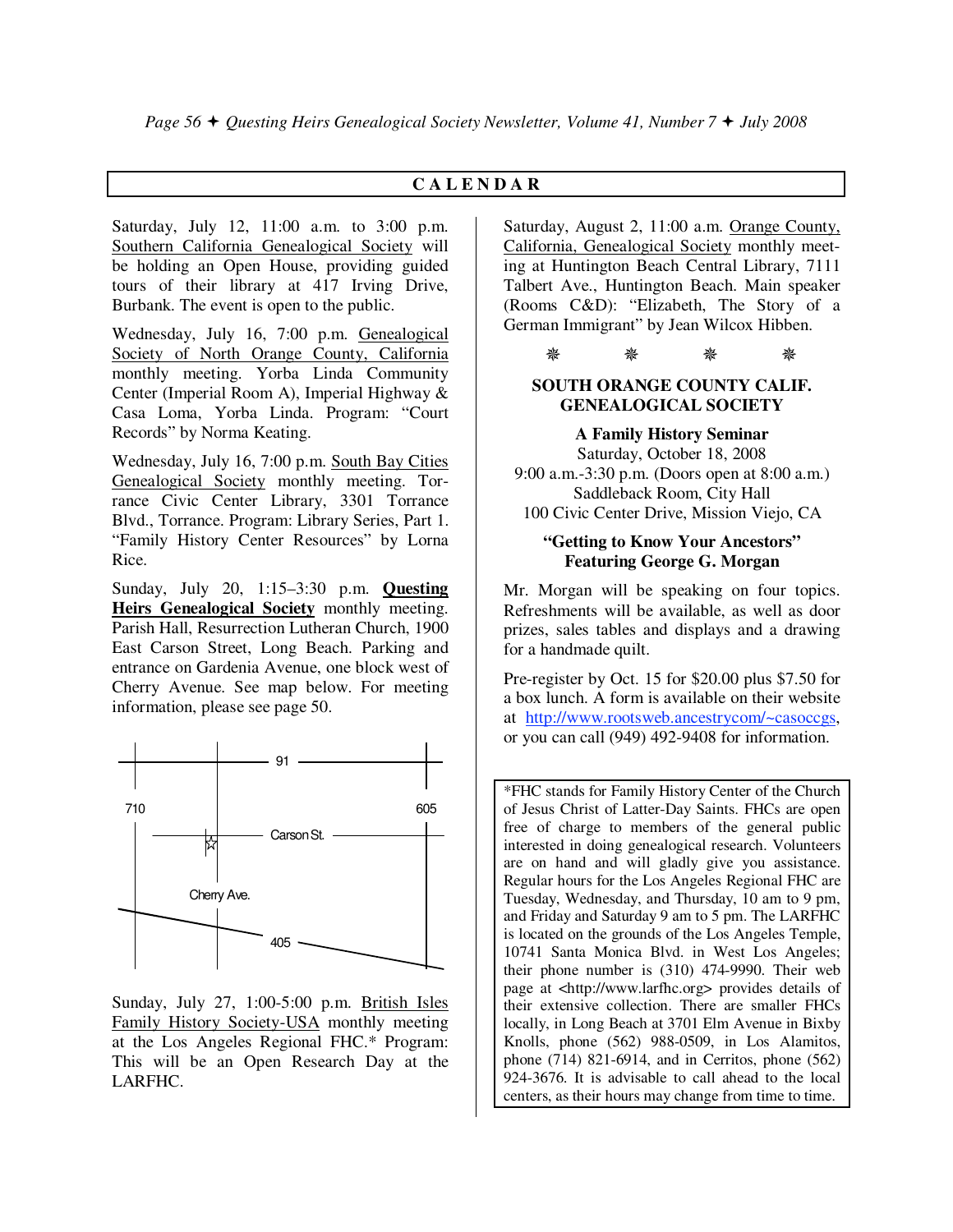## CALENDAR

Saturday, July 12, 11:00 a.m. to 3:00 p.m. Southern California Genealogical Society will be holding an Open House, providing guided tours of their library at 417 Irving Drive, Burbank. The event is open to the public.

Wednesday, July 16, 7:00 p.m. Genealogical Society of North Orange County, California monthly meeting. Yorba Linda Community Center (Imperial Room A), Imperial Highway & Casa Loma, Yorba Linda. Program: "Court Records" by Norma Keating.

Wednesday, July 16, 7:00 p.m. South Bay Cities Genealogical Society monthly meeting. Torrance Civic Center Library, 3301 Torrance Blvd., Torrance. Program: Library Series, Part 1. "Family History Center Resources" by Lorna Rice.

Sunday, July 20, 1:15–3:30 p.m. **Questing Heirs Genealogical Society** monthly meeting. Parish Hall, Resurrection Lutheran Church, 1900 East Carson Street, Long Beach. Parking and entrance on Gardenia Avenue, one block west of Cherry Avenue. See map below. For meeting information, please see page 50.

91

710

605

Carson St.

☆

Cherry Ave.

405

Sunday, July 27, 1:00-5:00 p.m. British Isles Family History Society-USA monthly meeting at the Los Angeles Regional FHC.* Program: This will be an Open Research Day at the LARFHC.

Saturday, August 2, 11:00 a.m. Orange County, California, Genealogical Society monthly meeting at Huntington Beach Central Library, 7111 Talbert Ave., Huntington Beach. Main speaker (Rooms C&D): "Elizabeth, The Story of a German Immigrant" by Jean Wilcox Hibben.

❋ ❋ ❋ ❋

### SOUTH ORANGE COUNTY CALIF. GENEALOGICAL SOCIETY

**A Family History Seminar**
Saturday, October 18, 2008
9:00 a.m.-3:30 p.m. (Doors open at 8:00 a.m.)
Saddleback Room, City Hall
100 Civic Center Drive, Mission Viejo, CA

**"Getting to Know Your Ancestors"**
**Featuring George G. Morgan**

Mr. Morgan will be speaking on four topics. Refreshments will be available, as well as door prizes, sales tables and displays and a drawing for a handmade quilt.

Pre-register by Oct. 15 for $20.00 plus $7.50 for a box lunch. A form is available on their website at http://www.rootsweb.ancestrycom/~casoccgs, or you can call (949) 492-9408 for information.

*FHC stands for Family History Center of the Church of Jesus Christ of Latter-Day Saints. FHCs are open free of charge to members of the general public interested in doing genealogical research. Volunteers are on hand and will gladly give you assistance. Regular hours for the Los Angeles Regional FHC are Tuesday, Wednesday, and Thursday, 10 am to 9 pm, and Friday and Saturday 9 am to 5 pm. The LARFHC is located on the grounds of the Los Angeles Temple, 10741 Santa Monica Blvd. in West Los Angeles; their phone number is (310) 474-9990. Their web page at <http://www.larfhc.org> provides details of their extensive collection. There are smaller FHCs locally, in Long Beach at 3701 Elm Avenue in Bixby Knolls, phone (562) 988-0509, in Los Alamitos, phone (714) 821-6914, and in Cerritos, phone (562) 924-3676. It is advisable to call ahead to the local centers, as their hours may change from time to time.